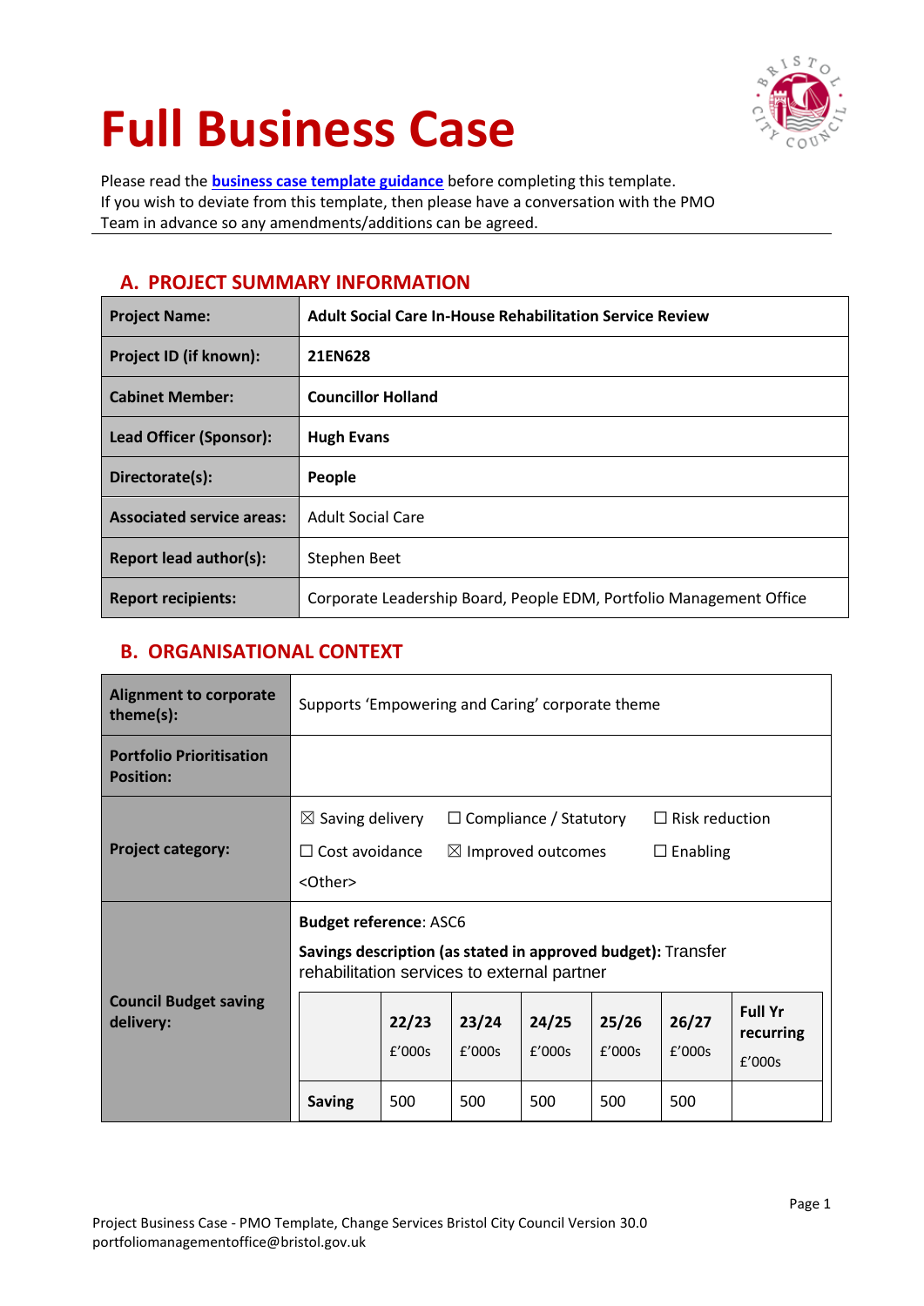# Full Business Case

Please read the **business case template guidance** before completing this template.
If you wish to deviate from this template, then please have a conversation with the PMO Team in advance so any amendments/additions can be agreed.

## A. PROJECT SUMMARY INFORMATION

| | |
|---|---|
| **Project Name:** | **Adult Social Care In-House Rehabilitation Service Review** |
| **Project ID (if known):** | **21EN628** |
| **Cabinet Member:** | **Councillor Holland** |
| **Lead Officer (Sponsor):** | **Hugh Evans** |
| **Directorate(s):** | **People** |
| **Associated service areas:** | Adult Social Care |
| **Report lead author(s):** | Stephen Beet |
| **Report recipients:** | Corporate Leadership Board, People EDM, Portfolio Management Office |

## B. ORGANISATIONAL CONTEXT

| | |
|---|---|
| **Alignment to corporate theme(s):** | Supports 'Empowering and Caring' corporate theme |
| **Portfolio Prioritisation Position:** | |
| **Project category:** | ☒ Saving delivery ☐ Compliance / Statutory ☐ Risk reduction<br>☐ Cost avoidance ☒ Improved outcomes ☐ Enabling<br><Other> |
| **Council Budget saving delivery:** | **Budget reference**: ASC6<br>**Savings description (as stated in approved budget):** Transfer rehabilitation services to external partner |

| | 22/23 £'000s | 23/24 £'000s | 24/25 £'000s | 25/26 £'000s | 26/27 £'000s | Full Yr recurring £'000s |
|---|---|---|---|---|---|---|
| **Saving** | 500 | 500 | 500 | 500 | 500 | |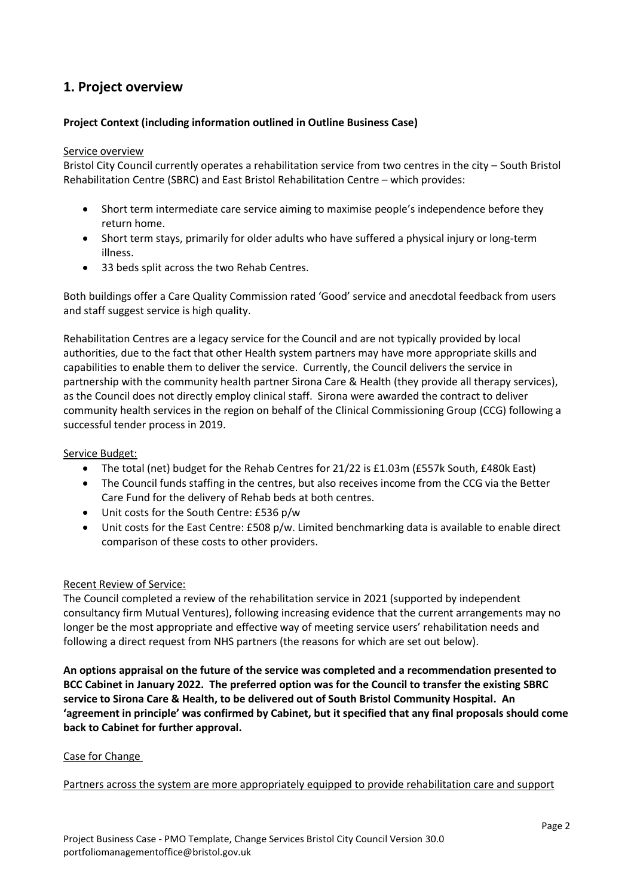## 1. Project overview

**Project Context (including information outlined in Outline Business Case)**

Service overview

Bristol City Council currently operates a rehabilitation service from two centres in the city – South Bristol Rehabilitation Centre (SBRC) and East Bristol Rehabilitation Centre – which provides:

- Short term intermediate care service aiming to maximise people's independence before they return home.
- Short term stays, primarily for older adults who have suffered a physical injury or long-term illness.
- 33 beds split across the two Rehab Centres.

Both buildings offer a Care Quality Commission rated 'Good' service and anecdotal feedback from users and staff suggest service is high quality.

Rehabilitation Centres are a legacy service for the Council and are not typically provided by local authorities, due to the fact that other Health system partners may have more appropriate skills and capabilities to enable them to deliver the service. Currently, the Council delivers the service in partnership with the community health partner Sirona Care & Health (they provide all therapy services), as the Council does not directly employ clinical staff. Sirona were awarded the contract to deliver community health services in the region on behalf of the Clinical Commissioning Group (CCG) following a successful tender process in 2019.

Service Budget:

- The total (net) budget for the Rehab Centres for 21/22 is £1.03m (£557k South, £480k East)
- The Council funds staffing in the centres, but also receives income from the CCG via the Better Care Fund for the delivery of Rehab beds at both centres.
- Unit costs for the South Centre: £536 p/w
- Unit costs for the East Centre: £508 p/w. Limited benchmarking data is available to enable direct comparison of these costs to other providers.

Recent Review of Service:

The Council completed a review of the rehabilitation service in 2021 (supported by independent consultancy firm Mutual Ventures), following increasing evidence that the current arrangements may no longer be the most appropriate and effective way of meeting service users' rehabilitation needs and following a direct request from NHS partners (the reasons for which are set out below).

**An options appraisal on the future of the service was completed and a recommendation presented to BCC Cabinet in January 2022. The preferred option was for the Council to transfer the existing SBRC service to Sirona Care & Health, to be delivered out of South Bristol Community Hospital. An 'agreement in principle' was confirmed by Cabinet, but it specified that any final proposals should come back to Cabinet for further approval.**

Case for Change

Partners across the system are more appropriately equipped to provide rehabilitation care and support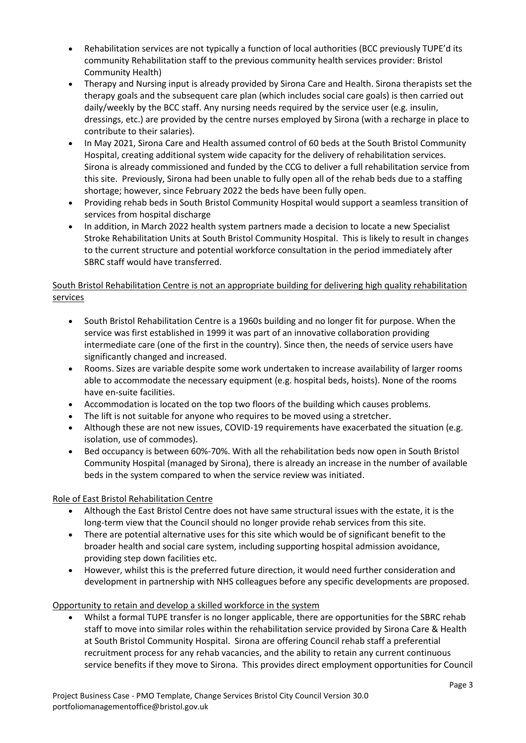- Rehabilitation services are not typically a function of local authorities (BCC previously TUPE'd its community Rehabilitation staff to the previous community health services provider: Bristol Community Health)
- Therapy and Nursing input is already provided by Sirona Care and Health. Sirona therapists set the therapy goals and the subsequent care plan (which includes social care goals) is then carried out daily/weekly by the BCC staff. Any nursing needs required by the service user (e.g. insulin, dressings, etc.) are provided by the centre nurses employed by Sirona (with a recharge in place to contribute to their salaries).
- In May 2021, Sirona Care and Health assumed control of 60 beds at the South Bristol Community Hospital, creating additional system wide capacity for the delivery of rehabilitation services. Sirona is already commissioned and funded by the CCG to deliver a full rehabilitation service from this site. Previously, Sirona had been unable to fully open all of the rehab beds due to a staffing shortage; however, since February 2022 the beds have been fully open.
- Providing rehab beds in South Bristol Community Hospital would support a seamless transition of services from hospital discharge
- In addition, in March 2022 health system partners made a decision to locate a new Specialist Stroke Rehabilitation Units at South Bristol Community Hospital. This is likely to result in changes to the current structure and potential workforce consultation in the period immediately after SBRC staff would have transferred.

<u>South Bristol Rehabilitation Centre is not an appropriate building for delivering high quality rehabilitation services</u>

- South Bristol Rehabilitation Centre is a 1960s building and no longer fit for purpose. When the service was first established in 1999 it was part of an innovative collaboration providing intermediate care (one of the first in the country). Since then, the needs of service users have significantly changed and increased.
- Rooms. Sizes are variable despite some work undertaken to increase availability of larger rooms able to accommodate the necessary equipment (e.g. hospital beds, hoists). None of the rooms have en-suite facilities.
- Accommodation is located on the top two floors of the building which causes problems.
- The lift is not suitable for anyone who requires to be moved using a stretcher.
- Although these are not new issues, COVID-19 requirements have exacerbated the situation (e.g. isolation, use of commodes).
- Bed occupancy is between 60%-70%. With all the rehabilitation beds now open in South Bristol Community Hospital (managed by Sirona), there is already an increase in the number of available beds in the system compared to when the service review was initiated.

<u>Role of East Bristol Rehabilitation Centre</u>

- Although the East Bristol Centre does not have same structural issues with the estate, it is the long-term view that the Council should no longer provide rehab services from this site.
- There are potential alternative uses for this site which would be of significant benefit to the broader health and social care system, including supporting hospital admission avoidance, providing step down facilities etc.
- However, whilst this is the preferred future direction, it would need further consideration and development in partnership with NHS colleagues before any specific developments are proposed.

<u>Opportunity to retain and develop a skilled workforce in the system</u>

- Whilst a formal TUPE transfer is no longer applicable, there are opportunities for the SBRC rehab staff to move into similar roles within the rehabilitation service provided by Sirona Care & Health at South Bristol Community Hospital. Sirona are offering Council rehab staff a preferential recruitment process for any rehab vacancies, and the ability to retain any current continuous service benefits if they move to Sirona. This provides direct employment opportunities for Council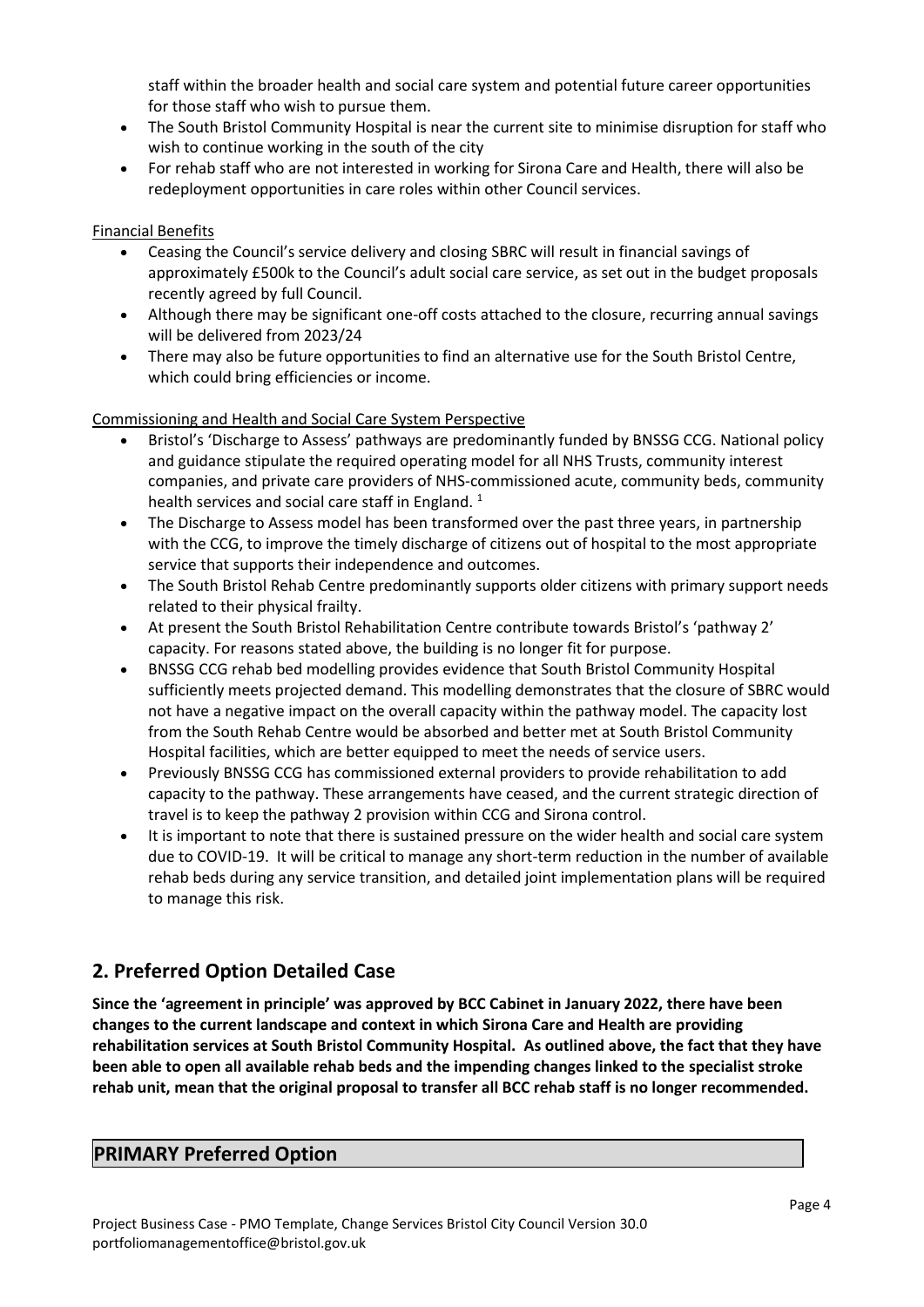staff within the broader health and social care system and potential future career opportunities for those staff who wish to pursue them.
- The South Bristol Community Hospital is near the current site to minimise disruption for staff who wish to continue working in the south of the city
- For rehab staff who are not interested in working for Sirona Care and Health, there will also be redeployment opportunities in care roles within other Council services.

Financial Benefits

- Ceasing the Council's service delivery and closing SBRC will result in financial savings of approximately £500k to the Council's adult social care service, as set out in the budget proposals recently agreed by full Council.
- Although there may be significant one-off costs attached to the closure, recurring annual savings will be delivered from 2023/24
- There may also be future opportunities to find an alternative use for the South Bristol Centre, which could bring efficiencies or income.

Commissioning and Health and Social Care System Perspective

- Bristol's 'Discharge to Assess' pathways are predominantly funded by BNSSG CCG. National policy and guidance stipulate the required operating model for all NHS Trusts, community interest companies, and private care providers of NHS-commissioned acute, community beds, community health services and social care staff in England. [1]
- The Discharge to Assess model has been transformed over the past three years, in partnership with the CCG, to improve the timely discharge of citizens out of hospital to the most appropriate service that supports their independence and outcomes.
- The South Bristol Rehab Centre predominantly supports older citizens with primary support needs related to their physical frailty.
- At present the South Bristol Rehabilitation Centre contribute towards Bristol's 'pathway 2' capacity. For reasons stated above, the building is no longer fit for purpose.
- BNSSG CCG rehab bed modelling provides evidence that South Bristol Community Hospital sufficiently meets projected demand. This modelling demonstrates that the closure of SBRC would not have a negative impact on the overall capacity within the pathway model. The capacity lost from the South Rehab Centre would be absorbed and better met at South Bristol Community Hospital facilities, which are better equipped to meet the needs of service users.
- Previously BNSSG CCG has commissioned external providers to provide rehabilitation to add capacity to the pathway. These arrangements have ceased, and the current strategic direction of travel is to keep the pathway 2 provision within CCG and Sirona control.
- It is important to note that there is sustained pressure on the wider health and social care system due to COVID-19. It will be critical to manage any short-term reduction in the number of available rehab beds during any service transition, and detailed joint implementation plans will be required to manage this risk.

## 2. Preferred Option Detailed Case

**Since the 'agreement in principle' was approved by BCC Cabinet in January 2022, there have been changes to the current landscape and context in which Sirona Care and Health are providing rehabilitation services at South Bristol Community Hospital. As outlined above, the fact that they have been able to open all available rehab beds and the impending changes linked to the specialist stroke rehab unit, mean that the original proposal to transfer all BCC rehab staff is no longer recommended.**

### PRIMARY Preferred Option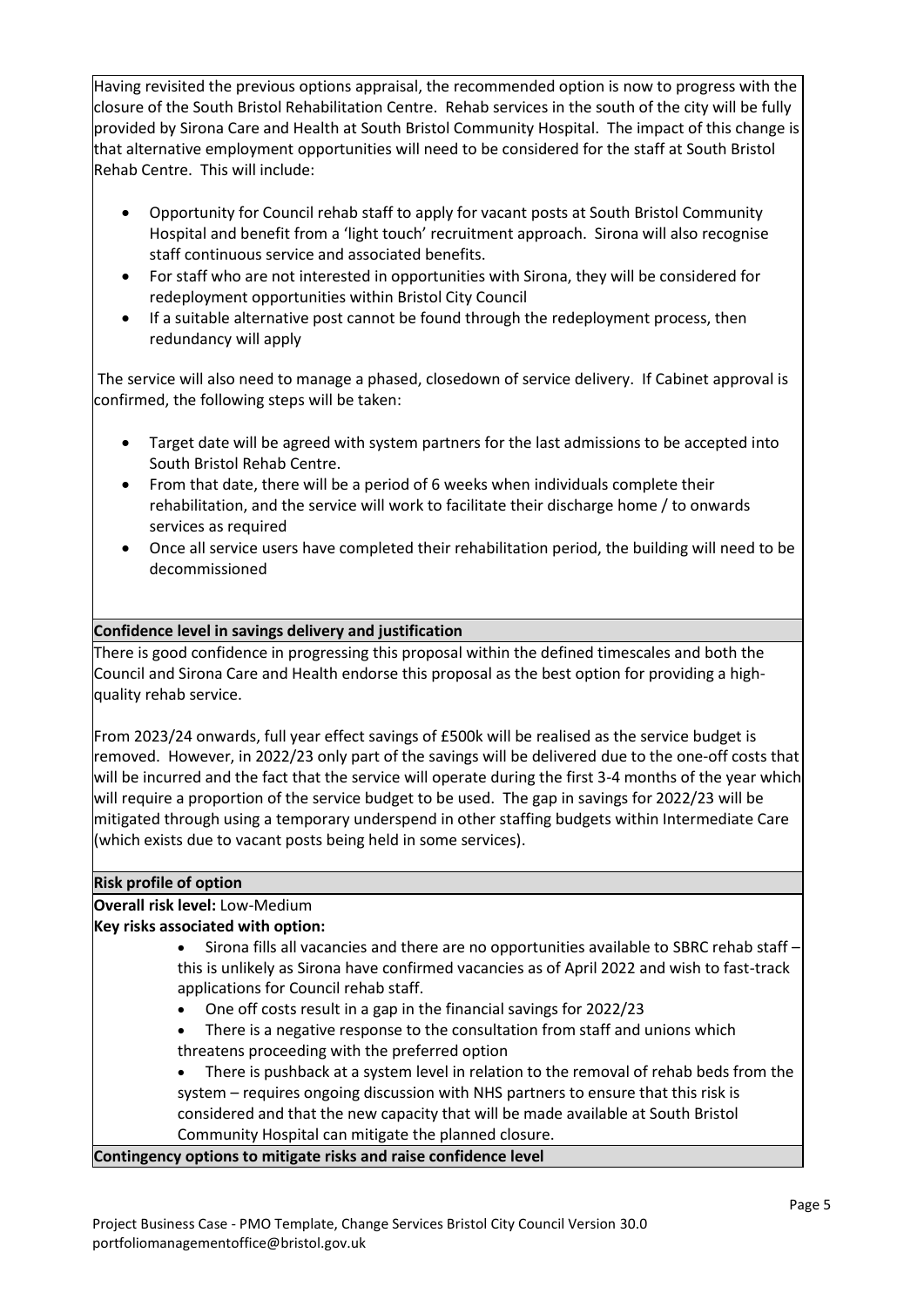Having revisited the previous options appraisal, the recommended option is now to progress with the closure of the South Bristol Rehabilitation Centre. Rehab services in the south of the city will be fully provided by Sirona Care and Health at South Bristol Community Hospital. The impact of this change is that alternative employment opportunities will need to be considered for the staff at South Bristol Rehab Centre. This will include:

- Opportunity for Council rehab staff to apply for vacant posts at South Bristol Community Hospital and benefit from a 'light touch' recruitment approach. Sirona will also recognise staff continuous service and associated benefits.
- For staff who are not interested in opportunities with Sirona, they will be considered for redeployment opportunities within Bristol City Council
- If a suitable alternative post cannot be found through the redeployment process, then redundancy will apply

The service will also need to manage a phased, closedown of service delivery. If Cabinet approval is confirmed, the following steps will be taken:

- Target date will be agreed with system partners for the last admissions to be accepted into South Bristol Rehab Centre.
- From that date, there will be a period of 6 weeks when individuals complete their rehabilitation, and the service will work to facilitate their discharge home / to onwards services as required
- Once all service users have completed their rehabilitation period, the building will need to be decommissioned

**Confidence level in savings delivery and justification**

There is good confidence in progressing this proposal within the defined timescales and both the Council and Sirona Care and Health endorse this proposal as the best option for providing a high-quality rehab service.

From 2023/24 onwards, full year effect savings of £500k will be realised as the service budget is removed. However, in 2022/23 only part of the savings will be delivered due to the one-off costs that will be incurred and the fact that the service will operate during the first 3-4 months of the year which will require a proportion of the service budget to be used. The gap in savings for 2022/23 will be mitigated through using a temporary underspend in other staffing budgets within Intermediate Care (which exists due to vacant posts being held in some services).

**Risk profile of option**

**Overall risk level:** Low-Medium

**Key risks associated with option:**

- Sirona fills all vacancies and there are no opportunities available to SBRC rehab staff – this is unlikely as Sirona have confirmed vacancies as of April 2022 and wish to fast-track applications for Council rehab staff.
- One off costs result in a gap in the financial savings for 2022/23
- There is a negative response to the consultation from staff and unions which threatens proceeding with the preferred option
- There is pushback at a system level in relation to the removal of rehab beds from the system – requires ongoing discussion with NHS partners to ensure that this risk is considered and that the new capacity that will be made available at South Bristol Community Hospital can mitigate the planned closure.

**Contingency options to mitigate risks and raise confidence level**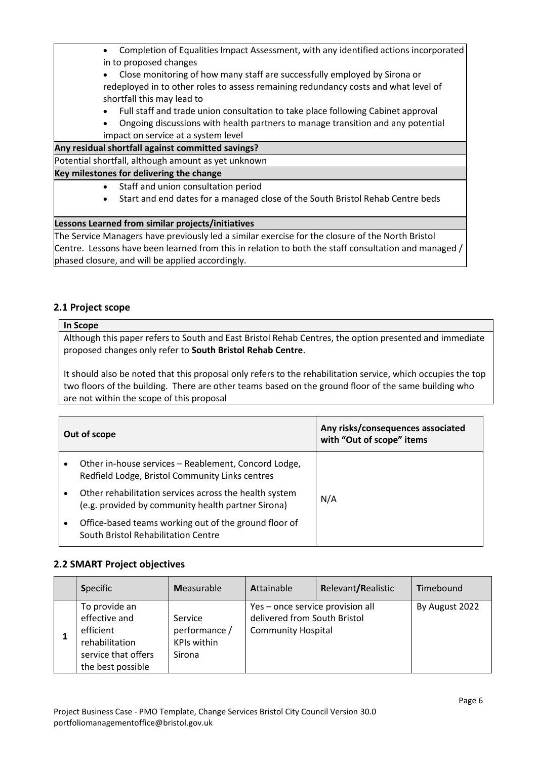- Completion of Equalities Impact Assessment, with any identified actions incorporated in to proposed changes
- Close monitoring of how many staff are successfully employed by Sirona or redeployed in to other roles to assess remaining redundancy costs and what level of shortfall this may lead to
- Full staff and trade union consultation to take place following Cabinet approval
- Ongoing discussions with health partners to manage transition and any potential impact on service at a system level

**Any residual shortfall against committed savings?**

Potential shortfall, although amount as yet unknown

**Key milestones for delivering the change**

- Staff and union consultation period
- Start and end dates for a managed close of the South Bristol Rehab Centre beds

**Lessons Learned from similar projects/initiatives**

The Service Managers have previously led a similar exercise for the closure of the North Bristol Centre. Lessons have been learned from this in relation to both the staff consultation and managed / phased closure, and will be applied accordingly.

## 2.1 Project scope

**In Scope**

Although this paper refers to South and East Bristol Rehab Centres, the option presented and immediate proposed changes only refer to **South Bristol Rehab Centre**.

It should also be noted that this proposal only refers to the rehabilitation service, which occupies the top two floors of the building. There are other teams based on the ground floor of the same building who are not within the scope of this proposal

| Out of scope | Any risks/consequences associated with "Out of scope" items |
|---|---|
| • Other in-house services – Reablement, Concord Lodge, Redfield Lodge, Bristol Community Links centres<br>• Other rehabilitation services across the health system (e.g. provided by community health partner Sirona)<br>• Office-based teams working out of the ground floor of South Bristol Rehabilitation Centre | N/A |

## 2.2 SMART Project objectives

| | Specific | Measurable | Attainable | Relevant/Realistic | Timebound |
|---|---|---|---|---|---|
| 1 | To provide an effective and efficient rehabilitation service that offers the best possible | Service performance / KPIs within Sirona | Yes – once service provision all delivered from South Bristol Community Hospital | | By August 2022 |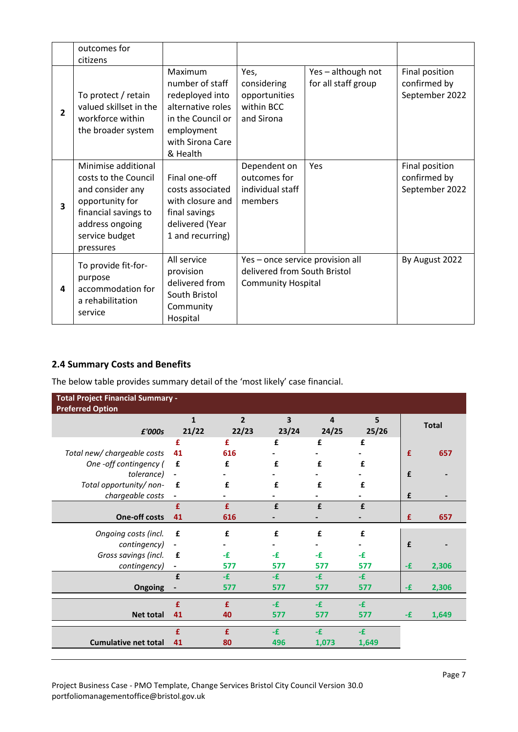| | outcomes for citizens | | | | |
|---|---|---|---|---|---|
| **2** | To protect / retain valued skillset in the workforce within the broader system | Maximum number of staff redeployed into alternative roles in the Council or employment with Sirona Care & Health | Yes, considering opportunities within BCC and Sirona | Yes – although not for all staff group | Final position confirmed by September 2022 |
| **3** | Minimise additional costs to the Council and consider any opportunity for financial savings to address ongoing service budget pressures | Final one-off costs associated with closure and final savings delivered (Year 1 and recurring) | Dependent on outcomes for individual staff members | Yes | Final position confirmed by September 2022 |
| **4** | To provide fit-for-purpose accommodation for a rehabilitation service | All service provision delivered from South Bristol Community Hospital | Yes – once service provision all delivered from South Bristol Community Hospital | | By August 2022 |

## 2.4 Summary Costs and Benefits

The below table provides summary detail of the 'most likely' case financial.

| Total Project Financial Summary - Preferred Option | | | | | | |
|---|---|---|---|---|---|---|
| *£'000s* | 1<br>21/22 | 2<br>22/23 | 3<br>23/24 | 4<br>24/25 | 5<br>25/26 | Total |
| *Total new/ chargeable costs* | £ 41 | £ 616 | £ - | £ - | £ - | £ 657 |
| *One -off contingency ( tolerance)* | £ - | £ - | £ - | £ - | £ - | £ - |
| *Total opportunity/ non-chargeable costs* | £ - | £ - | £ - | £ - | £ - | £ - |
| **One-off costs** | £ 41 | £ 616 | £ - | £ - | £ - | £ 657 |
| *Ongoing costs (incl. contingency)* | £ - | £ - | £ - | £ - | £ - | £ - |
| *Gross savings (incl. contingency)* | £ - | -£ 577 | -£ 577 | -£ 577 | -£ 577 | -£ 2,306 |
| **Ongoing** | £ - | -£ 577 | -£ 577 | -£ 577 | -£ 577 | -£ 2,306 |
| **Net total** | £ 41 | £ 40 | -£ 577 | -£ 577 | -£ 577 | -£ 1,649 |
| **Cumulative net total** | £ 41 | £ 80 | -£ 496 | -£ 1,073 | -£ 1,649 | |

Project Business Case - PMO Template, Change Services Bristol City Council Version 30.0
portfoliomanagementoffice@bristol.gov.uk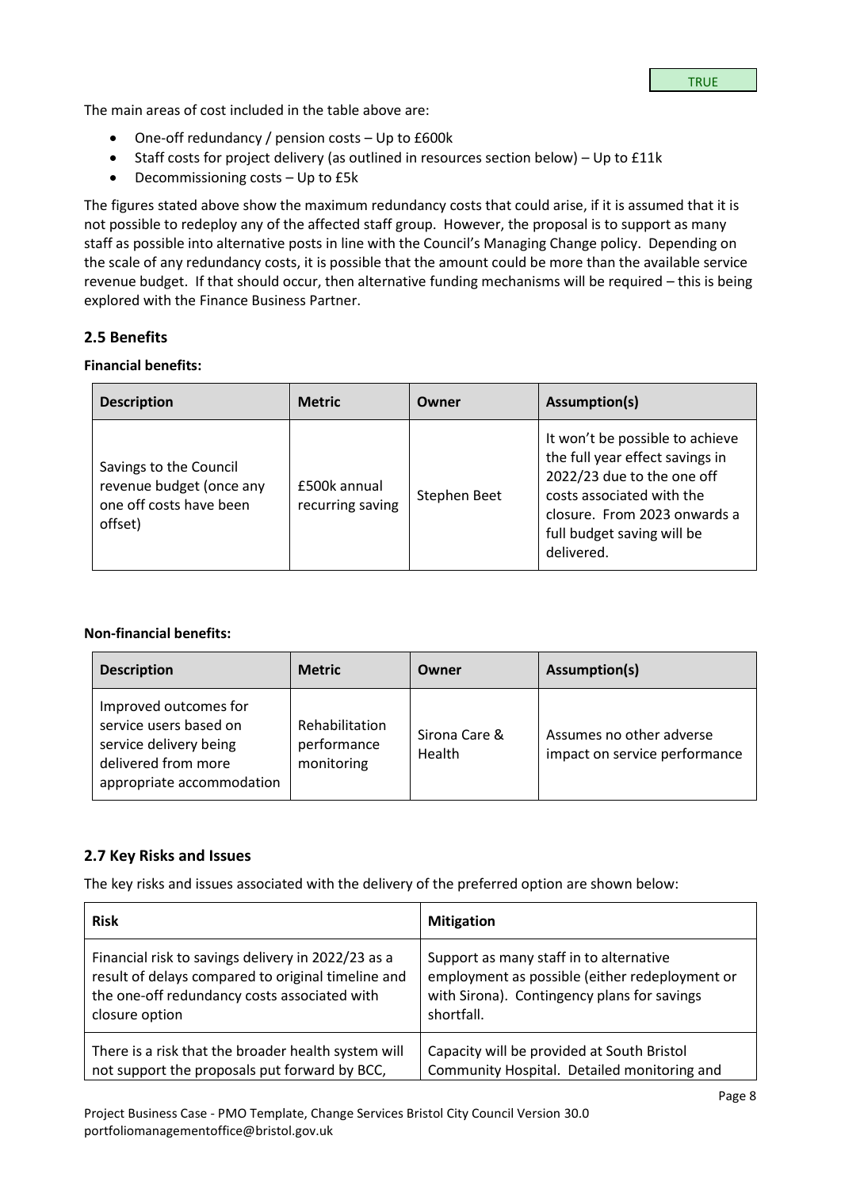TRUE

The main areas of cost included in the table above are:

- One-off redundancy / pension costs – Up to £600k
- Staff costs for project delivery (as outlined in resources section below) – Up to £11k
- Decommissioning costs – Up to £5k

The figures stated above show the maximum redundancy costs that could arise, if it is assumed that it is not possible to redeploy any of the affected staff group. However, the proposal is to support as many staff as possible into alternative posts in line with the Council's Managing Change policy. Depending on the scale of any redundancy costs, it is possible that the amount could be more than the available service revenue budget. If that should occur, then alternative funding mechanisms will be required – this is being explored with the Finance Business Partner.

## 2.5 Benefits

**Financial benefits:**

| Description | Metric | Owner | Assumption(s) |
|---|---|---|---|
| Savings to the Council revenue budget (once any one off costs have been offset) | £500k annual recurring saving | Stephen Beet | It won't be possible to achieve the full year effect savings in 2022/23 due to the one off costs associated with the closure. From 2023 onwards a full budget saving will be delivered. |

**Non-financial benefits:**

| Description | Metric | Owner | Assumption(s) |
|---|---|---|---|
| Improved outcomes for service users based on service delivery being delivered from more appropriate accommodation | Rehabilitation performance monitoring | Sirona Care & Health | Assumes no other adverse impact on service performance |

## 2.7 Key Risks and Issues

The key risks and issues associated with the delivery of the preferred option are shown below:

| Risk | Mitigation |
|---|---|
| Financial risk to savings delivery in 2022/23 as a result of delays compared to original timeline and the one-off redundancy costs associated with closure option | Support as many staff in to alternative employment as possible (either redeployment or with Sirona). Contingency plans for savings shortfall. |
| There is a risk that the broader health system will not support the proposals put forward by BCC, | Capacity will be provided at South Bristol Community Hospital. Detailed monitoring and |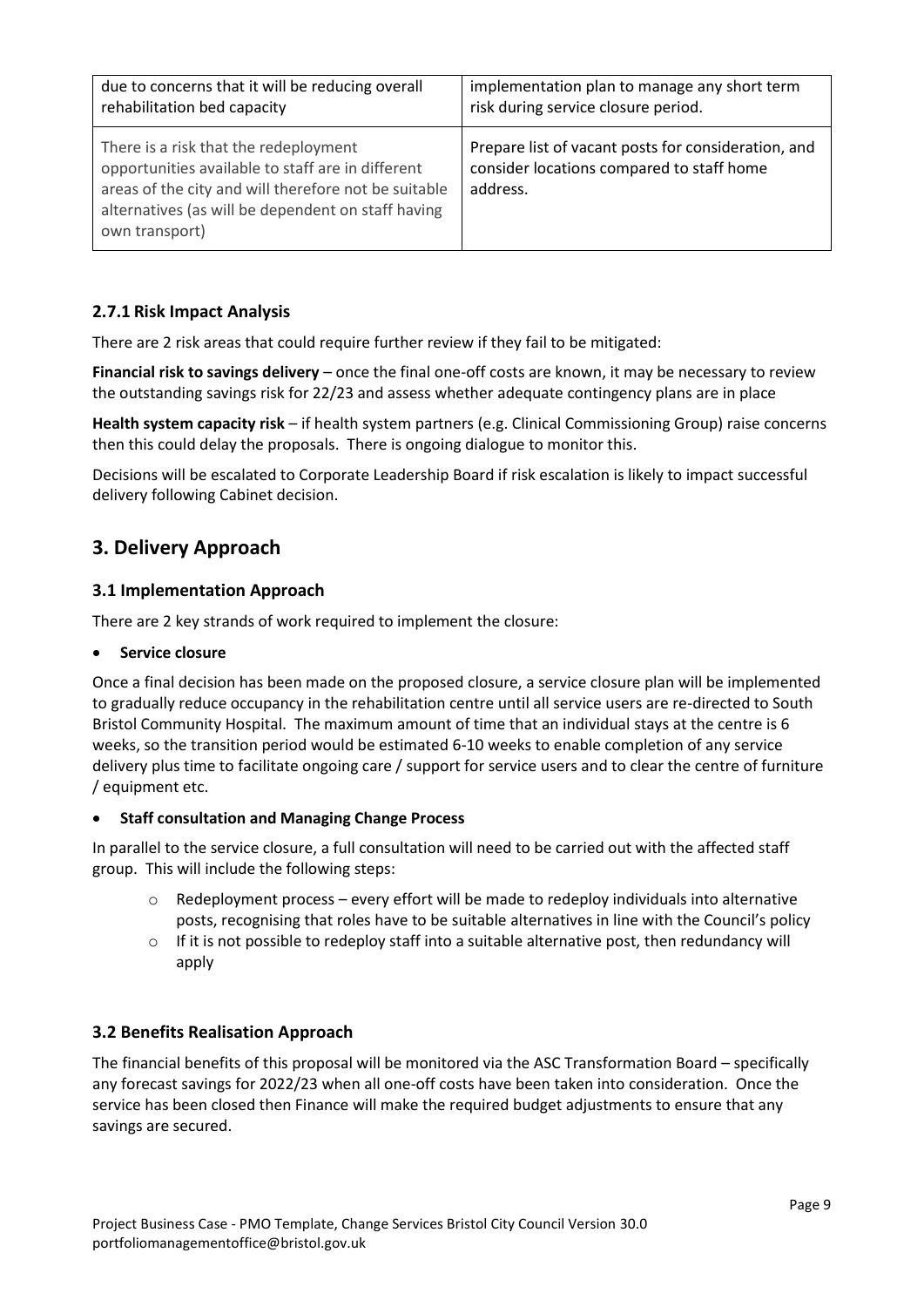| | |
|---|---|
| due to concerns that it will be reducing overall rehabilitation bed capacity | implementation plan to manage any short term risk during service closure period. |
| There is a risk that the redeployment opportunities available to staff are in different areas of the city and will therefore not be suitable alternatives (as will be dependent on staff having own transport) | Prepare list of vacant posts for consideration, and consider locations compared to staff home address. |

### 2.7.1 Risk Impact Analysis

There are 2 risk areas that could require further review if they fail to be mitigated:

**Financial risk to savings delivery** – once the final one-off costs are known, it may be necessary to review the outstanding savings risk for 22/23 and assess whether adequate contingency plans are in place

**Health system capacity risk** – if health system partners (e.g. Clinical Commissioning Group) raise concerns then this could delay the proposals. There is ongoing dialogue to monitor this.

Decisions will be escalated to Corporate Leadership Board if risk escalation is likely to impact successful delivery following Cabinet decision.

## 3. Delivery Approach

### 3.1 Implementation Approach

There are 2 key strands of work required to implement the closure:

- **Service closure**

Once a final decision has been made on the proposed closure, a service closure plan will be implemented to gradually reduce occupancy in the rehabilitation centre until all service users are re-directed to South Bristol Community Hospital. The maximum amount of time that an individual stays at the centre is 6 weeks, so the transition period would be estimated 6-10 weeks to enable completion of any service delivery plus time to facilitate ongoing care / support for service users and to clear the centre of furniture / equipment etc.

- **Staff consultation and Managing Change Process**

In parallel to the service closure, a full consultation will need to be carried out with the affected staff group. This will include the following steps:

  - Redeployment process – every effort will be made to redeploy individuals into alternative posts, recognising that roles have to be suitable alternatives in line with the Council's policy
  - If it is not possible to redeploy staff into a suitable alternative post, then redundancy will apply

### 3.2 Benefits Realisation Approach

The financial benefits of this proposal will be monitored via the ASC Transformation Board – specifically any forecast savings for 2022/23 when all one-off costs have been taken into consideration. Once the service has been closed then Finance will make the required budget adjustments to ensure that any savings are secured.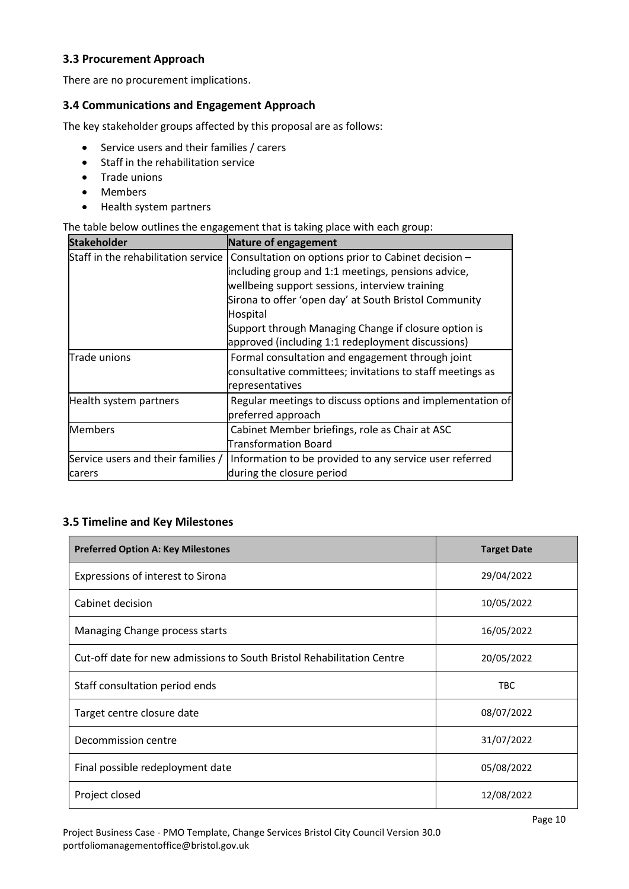### 3.3 Procurement Approach

There are no procurement implications.

### 3.4 Communications and Engagement Approach

The key stakeholder groups affected by this proposal are as follows:

- Service users and their families / carers
- Staff in the rehabilitation service
- Trade unions
- Members
- Health system partners

The table below outlines the engagement that is taking place with each group:

| Stakeholder | Nature of engagement |
|---|---|
| Staff in the rehabilitation service | Consultation on options prior to Cabinet decision – including group and 1:1 meetings, pensions advice, wellbeing support sessions, interview training<br>Sirona to offer 'open day' at South Bristol Community Hospital<br>Support through Managing Change if closure option is approved (including 1:1 redeployment discussions) |
| Trade unions | Formal consultation and engagement through joint consultative committees; invitations to staff meetings as representatives |
| Health system partners | Regular meetings to discuss options and implementation of preferred approach |
| Members | Cabinet Member briefings, role as Chair at ASC Transformation Board |
| Service users and their families / carers | Information to be provided to any service user referred during the closure period |

### 3.5 Timeline and Key Milestones

| Preferred Option A: Key Milestones | Target Date |
|---|---|
| Expressions of interest to Sirona | 29/04/2022 |
| Cabinet decision | 10/05/2022 |
| Managing Change process starts | 16/05/2022 |
| Cut-off date for new admissions to South Bristol Rehabilitation Centre | 20/05/2022 |
| Staff consultation period ends | TBC |
| Target centre closure date | 08/07/2022 |
| Decommission centre | 31/07/2022 |
| Final possible redeployment date | 05/08/2022 |
| Project closed | 12/08/2022 |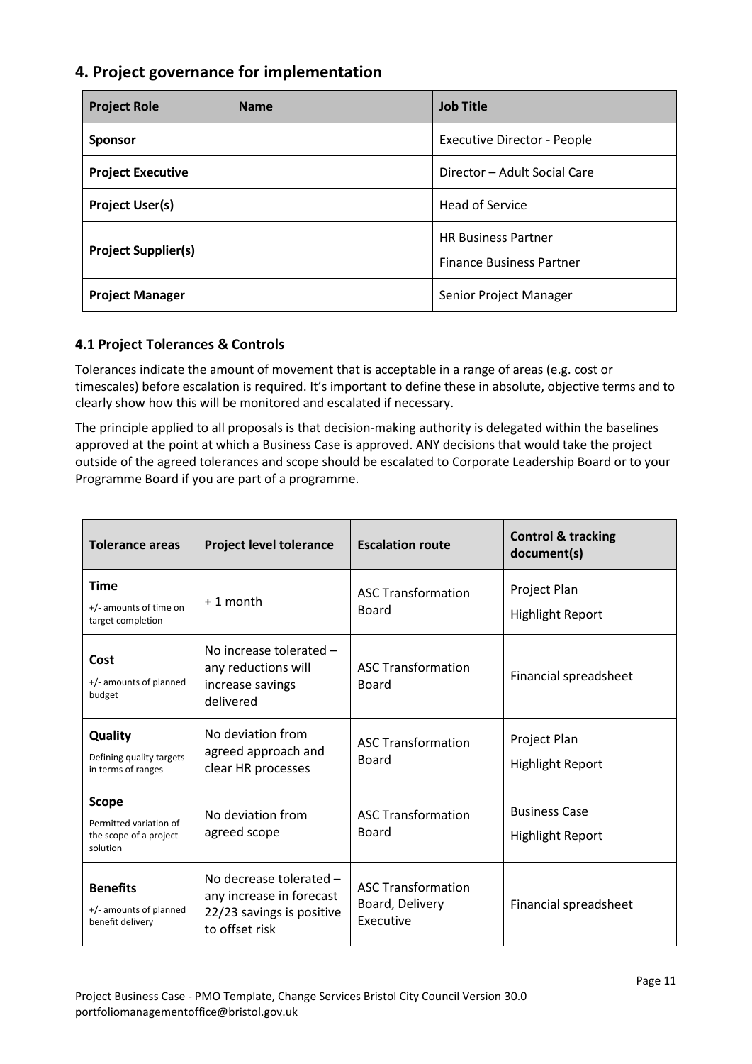## 4. Project governance for implementation

| Project Role | Name | Job Title |
|---|---|---|
| **Sponsor** | | Executive Director - People |
| **Project Executive** | | Director – Adult Social Care |
| **Project User(s)** | | Head of Service |
| **Project Supplier(s)** | | HR Business Partner<br>Finance Business Partner |
| **Project Manager** | | Senior Project Manager |

### 4.1 Project Tolerances & Controls

Tolerances indicate the amount of movement that is acceptable in a range of areas (e.g. cost or timescales) before escalation is required. It's important to define these in absolute, objective terms and to clearly show how this will be monitored and escalated if necessary.

The principle applied to all proposals is that decision-making authority is delegated within the baselines approved at the point at which a Business Case is approved. ANY decisions that would take the project outside of the agreed tolerances and scope should be escalated to Corporate Leadership Board or to your Programme Board if you are part of a programme.

| Tolerance areas | Project level tolerance | Escalation route | Control & tracking document(s) |
|---|---|---|---|
| **Time**<br>+/- amounts of time on target completion | + 1 month | ASC Transformation Board | Project Plan<br>Highlight Report |
| **Cost**<br>+/- amounts of planned budget | No increase tolerated – any reductions will increase savings delivered | ASC Transformation Board | Financial spreadsheet |
| **Quality**<br>Defining quality targets in terms of ranges | No deviation from agreed approach and clear HR processes | ASC Transformation Board | Project Plan<br>Highlight Report |
| **Scope**<br>Permitted variation of the scope of a project solution | No deviation from agreed scope | ASC Transformation Board | Business Case<br>Highlight Report |
| **Benefits**<br>+/- amounts of planned benefit delivery | No decrease tolerated – any increase in forecast 22/23 savings is positive to offset risk | ASC Transformation Board, Delivery Executive | Financial spreadsheet |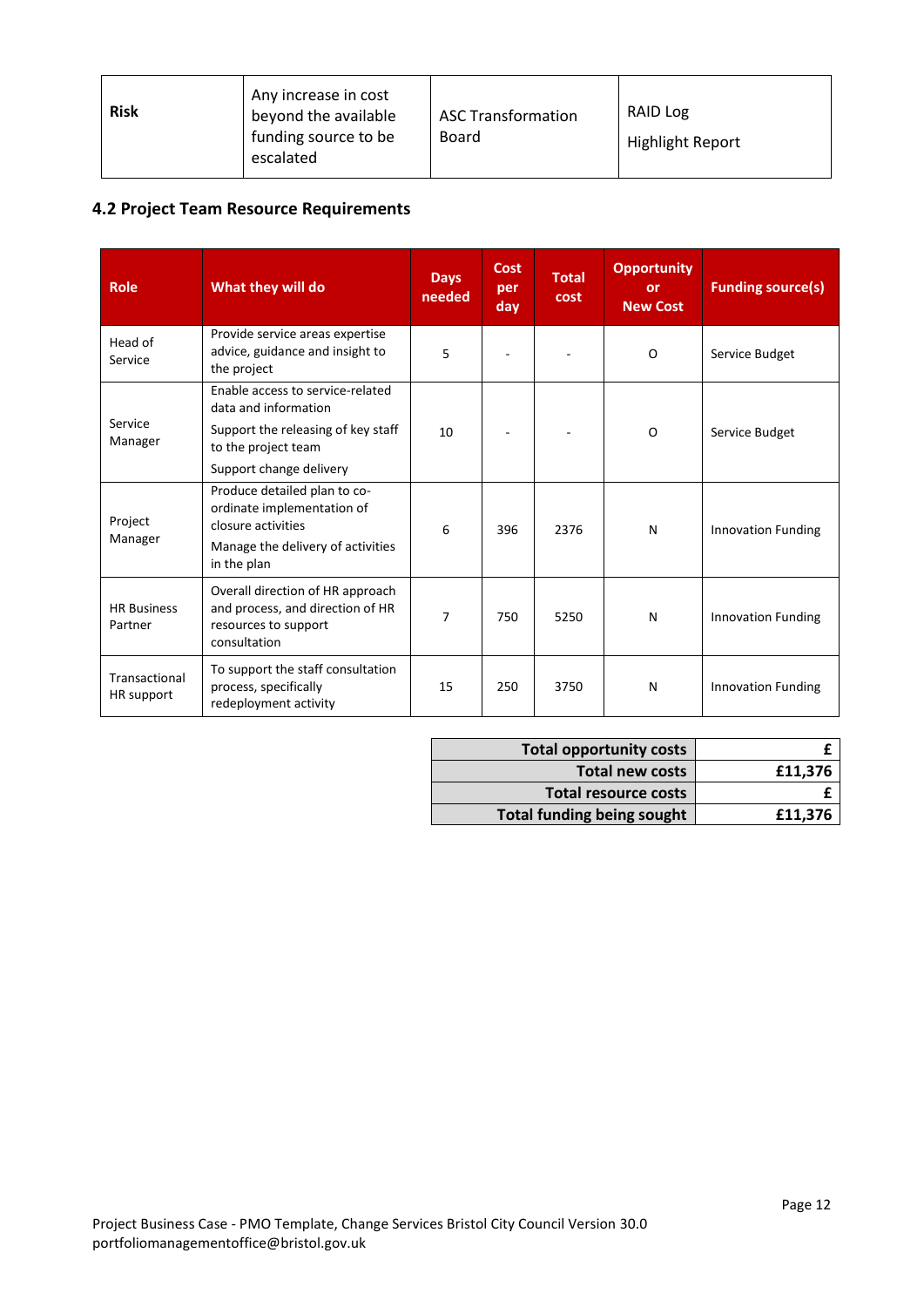| | | | |
|---|---|---|---|
| **Risk** | Any increase in cost beyond the available funding source to be escalated | ASC Transformation Board | RAID Log<br>Highlight Report |

### 4.2 Project Team Resource Requirements

| Role | What they will do | Days needed | Cost per day | Total cost | Opportunity or New Cost | Funding source(s) |
|---|---|---|---|---|---|---|
| Head of Service | Provide service areas expertise advice, guidance and insight to the project | 5 | - | - | O | Service Budget |
| Service Manager | Enable access to service-related data and information<br>Support the releasing of key staff to the project team<br>Support change delivery | 10 | - | - | O | Service Budget |
| Project Manager | Produce detailed plan to co-ordinate implementation of closure activities<br>Manage the delivery of activities in the plan | 6 | 396 | 2376 | N | Innovation Funding |
| HR Business Partner | Overall direction of HR approach and process, and direction of HR resources to support consultation | 7 | 750 | 5250 | N | Innovation Funding |
| Transactional HR support | To support the staff consultation process, specifically redeployment activity | 15 | 250 | 3750 | N | Innovation Funding |

| | |
|---|---|
| **Total opportunity costs** | **£** |
| **Total new costs** | **£11,376** |
| **Total resource costs** | **£** |
| **Total funding being sought** | **£11,376** |